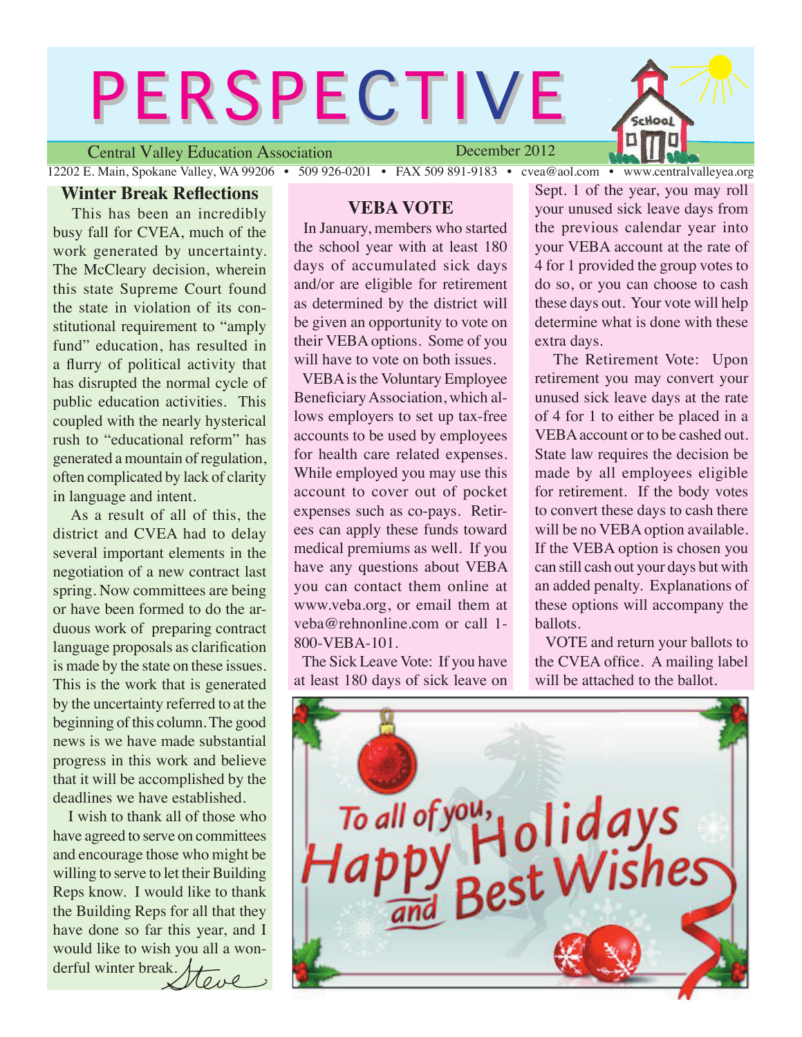# PERSPECTIVE

Central Valley Education Association — December 2012

12202 E. Main, Spokane Valley, WA 99206 • 509 926-0201 • FAX 509 891-9183 • cvea@aol.com • www.centralvalleyea.org

## Winter Break Reflections

This has been an incredibly busy fall for CVEA, much of the work generated by uncertainty. The McCleary decision, wherein this state Supreme Court found the state in violation of its constitutional requirement to "amply fund" education, has resulted in a flurry of political activity that has disrupted the normal cycle of public education activities. This coupled with the nearly hysterical rush to "educational reform" has generated a mountain of regulation, often complicated by lack of clarity in language and intent.

As a result of all of this, the district and CVEA had to delay several important elements in the negotiation of a new contract last spring. Now committees are being or have been formed to do the arduous work of preparing contract language proposals as clarification is made by the state on these issues. This is the work that is generated by the uncertainty referred to at the beginning of this column. The good news is we have made substantial progress in this work and believe that it will be accomplished by the deadlines we have established.

I wish to thank all of those who have agreed to serve on committees and encourage those who might be willing to serve to let their Building Reps know. I would like to thank the Building Reps for all that they have done so far this year, and I would like to wish you all a wonderful winter break.

*Steve*

## VEBA VOTE

In January, members who started the school year with at least 180 days of accumulated sick days and/or are eligible for retirement as determined by the district will be given an opportunity to vote on their VEBA options. Some of you will have to vote on both issues.

VEBA is the Voluntary Employee Beneficiary Association, which allows employers to set up tax-free accounts to be used by employees for health care related expenses. While employed you may use this account to cover out of pocket expenses such as co-pays. Retirees can apply these funds toward medical premiums as well. If you have any questions about VEBA you can contact them online at www.veba.org, or email them at veba@rehnonline.com or call 1-800-VEBA-101.

The Sick Leave Vote: If you have at least 180 days of sick leave on Sept. 1 of the year, you may roll your unused sick leave days from the previous calendar year into your VEBA account at the rate of 4 for 1 provided the group votes to do so, or you can choose to cash these days out. Your vote will help determine what is done with these extra days.

The Retirement Vote: Upon retirement you may convert your unused sick leave days at the rate of 4 for 1 to either be placed in a VEBA account or to be cashed out. State law requires the decision be made by all employees eligible for retirement. If the body votes to convert these days to cash there will be no VEBA option available. If the VEBA option is chosen you can still cash out your days but with an added penalty. Explanations of these options will accompany the ballots.

VOTE and return your ballots to the CVEA office. A mailing label will be attached to the ballot.

To all of you, Happy Holidays and Best Wishes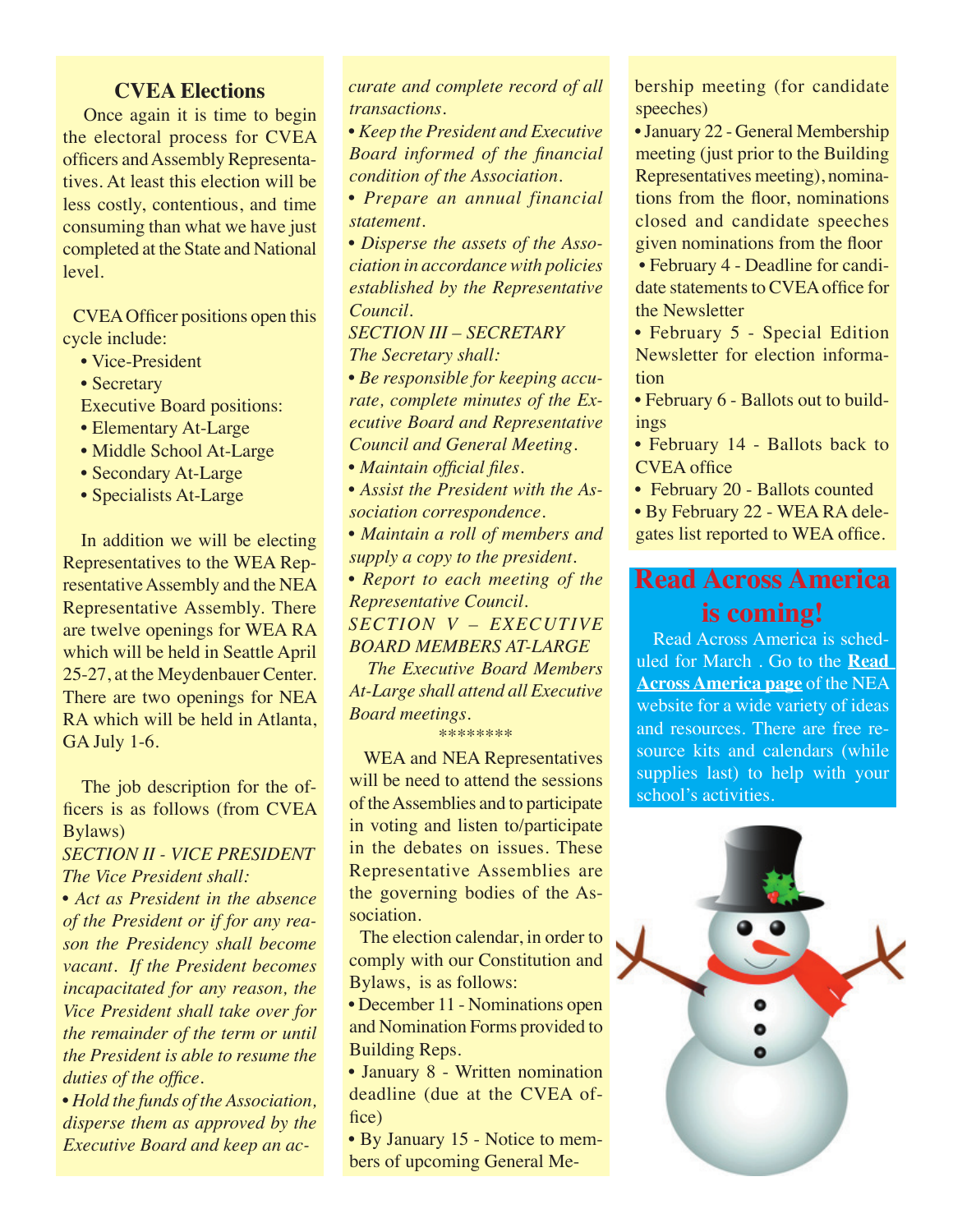## CVEA Elections

Once again it is time to begin the electoral process for CVEA officers and Assembly Representatives. At least this election will be less costly, contentious, and time consuming than what we have just completed at the State and National level.

CVEA Officer positions open this cycle include:

- Vice-President
- Secretary

Executive Board positions:

- Elementary At-Large
- Middle School At-Large
- Secondary At-Large
- Specialists At-Large

In addition we will be electing Representatives to the WEA Representative Assembly and the NEA Representative Assembly. There are twelve openings for WEA RA which will be held in Seattle April 25-27, at the Meydenbauer Center. There are two openings for NEA RA which will be held in Atlanta, GA July 1-6.

The job description for the officers is as follows (from CVEA Bylaws)

*SECTION II - VICE PRESIDENT*
*The Vice President shall:*

- *Act as President in the absence of the President or if for any reason the Presidency shall become vacant. If the President becomes incapacitated for any reason, the Vice President shall take over for the remainder of the term or until the President is able to resume the duties of the office.*
- *Hold the funds of the Association, disperse them as approved by the Executive Board and keep an accurate and complete record of all transactions.*
- *Keep the President and Executive Board informed of the financial condition of the Association.*
- *Prepare an annual financial statement.*
- *Disperse the assets of the Association in accordance with policies established by the Representative Council.*

*SECTION III – SECRETARY*
*The Secretary shall:*

- *Be responsible for keeping accurate, complete minutes of the Executive Board and Representative Council and General Meeting.*
- *Maintain official files.*
- *Assist the President with the Association correspondence.*
- *Maintain a roll of members and supply a copy to the president.*
- *Report to each meeting of the Representative Council.*

*SECTION V – EXECUTIVE BOARD MEMBERS AT-LARGE*

*The Executive Board Members At-Large shall attend all Executive Board meetings.*

********

WEA and NEA Representatives will be need to attend the sessions of the Assemblies and to participate in voting and listen to/participate in the debates on issues. These Representative Assemblies are the governing bodies of the Association.

The election calendar, in order to comply with our Constitution and Bylaws, is as follows:

- December 11 - Nominations open and Nomination Forms provided to Building Reps.
- January 8 - Written nomination deadline (due at the CVEA office)
- By January 15 - Notice to members of upcoming General Membership meeting (for candidate speeches)
- January 22 - General Membership meeting (just prior to the Building Representatives meeting), nominations from the floor, nominations closed and candidate speeches given nominations from the floor
- February 4 - Deadline for candidate statements to CVEA office for the Newsletter
- February 5 - Special Edition Newsletter for election information
- February 6 - Ballots out to buildings
- February 14 - Ballots back to CVEA office
- February 20 - Ballots counted
- By February 22 - WEA RA delegates list reported to WEA office.

## Read Across America is coming!

Read Across America is scheduled for March . Go to the **Read Across America page** of the NEA website for a wide variety of ideas and resources. There are free resource kits and calendars (while supplies last) to help with your school's activities.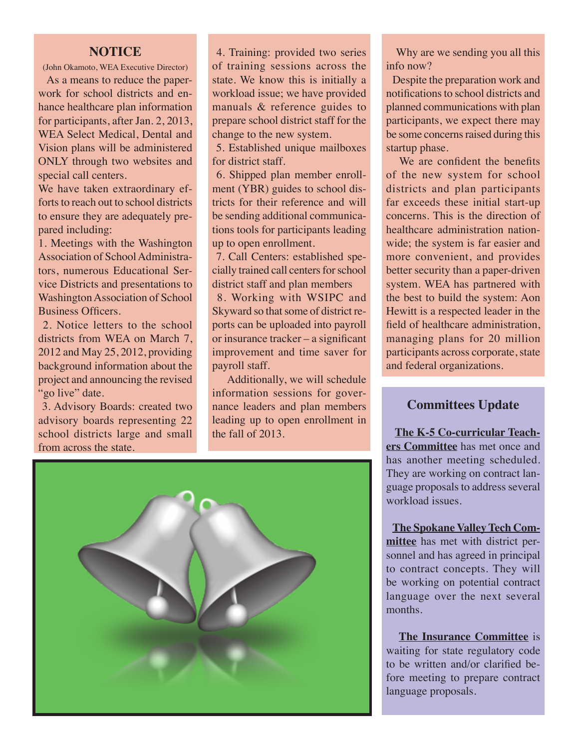## NOTICE

(John Okamoto, WEA Executive Director)

As a means to reduce the paperwork for school districts and enhance healthcare plan information for participants, after Jan. 2, 2013, WEA Select Medical, Dental and Vision plans will be administered ONLY through two websites and special call centers.

We have taken extraordinary efforts to reach out to school districts to ensure they are adequately prepared including:

1. Meetings with the Washington Association of School Administrators, numerous Educational Service Districts and presentations to Washington Association of School Business Officers.
2. Notice letters to the school districts from WEA on March 7, 2012 and May 25, 2012, providing background information about the project and announcing the revised "go live" date.
3. Advisory Boards: created two advisory boards representing 22 school districts large and small from across the state.
4. Training: provided two series of training sessions across the state. We know this is initially a workload issue; we have provided manuals & reference guides to prepare school district staff for the change to the new system.
5. Established unique mailboxes for district staff.
6. Shipped plan member enrollment (YBR) guides to school districts for their reference and will be sending additional communications tools for participants leading up to open enrollment.
7. Call Centers: established specially trained call centers for school district staff and plan members
8. Working with WSIPC and Skyward so that some of district reports can be uploaded into payroll or insurance tracker – a significant improvement and time saver for payroll staff.

Additionally, we will schedule information sessions for governance leaders and plan members leading up to open enrollment in the fall of 2013.

Why are we sending you all this info now?

Despite the preparation work and notifications to school districts and planned communications with plan participants, we expect there may be some concerns raised during this startup phase.

We are confident the benefits of the new system for school districts and plan participants far exceeds these initial start-up concerns. This is the direction of healthcare administration nationwide; the system is far easier and more convenient, and provides better security than a paper-driven system. WEA has partnered with the best to build the system: Aon Hewitt is a respected leader in the field of healthcare administration, managing plans for 20 million participants across corporate, state and federal organizations.

## Committees Update

**The K-5 Co-curricular Teachers Committee** has met once and has another meeting scheduled. They are working on contract language proposals to address several workload issues.

**The Spokane Valley Tech Committee** has met with district personnel and has agreed in principal to contract concepts. They will be working on potential contract language over the next several months.

**The Insurance Committee** is waiting for state regulatory code to be written and/or clarified before meeting to prepare contract language proposals.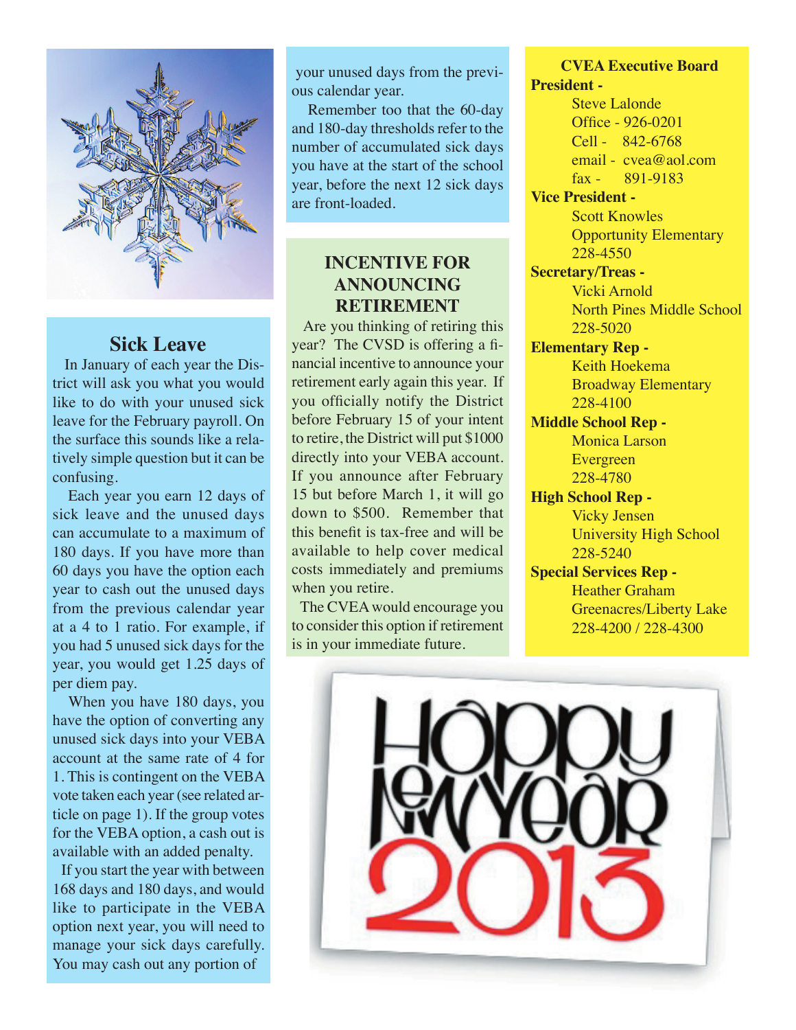## Sick Leave

In January of each year the District will ask you what you would like to do with your unused sick leave for the February payroll. On the surface this sounds like a relatively simple question but it can be confusing.

Each year you earn 12 days of sick leave and the unused days can accumulate to a maximum of 180 days. If you have more than 60 days you have the option each year to cash out the unused days from the previous calendar year at a 4 to 1 ratio. For example, if you had 5 unused sick days for the year, you would get 1.25 days of per diem pay.

When you have 180 days, you have the option of converting any unused sick days into your VEBA account at the same rate of 4 for 1. This is contingent on the VEBA vote taken each year (see related article on page 1). If the group votes for the VEBA option, a cash out is available with an added penalty.

If you start the year with between 168 days and 180 days, and would like to participate in the VEBA option next year, you will need to manage your sick days carefully. You may cash out any portion of your unused days from the previous calendar year.

Remember too that the 60-day and 180-day thresholds refer to the number of accumulated sick days you have at the start of the school year, before the next 12 sick days are front-loaded.

## INCENTIVE FOR ANNOUNCING RETIREMENT

Are you thinking of retiring this year? The CVSD is offering a financial incentive to announce your retirement early again this year. If you officially notify the District before February 15 of your intent to retire, the District will put $1000 directly into your VEBA account. If you announce after February 15 but before March 1, it will go down to $500. Remember that this benefit is tax-free and will be available to help cover medical costs immediately and premiums when you retire.

The CVEA would encourage you to consider this option if retirement is in your immediate future.

## CVEA Executive Board

**President -**
Steve Lalonde
Office - 926-0201
Cell - 842-6768
email - cvea@aol.com
fax - 891-9183

**Vice President -**
Scott Knowles
Opportunity Elementary
228-4550

**Secretary/Treas -**
Vicki Arnold
North Pines Middle School
228-5020

**Elementary Rep -**
Keith Hoekema
Broadway Elementary
228-4100

**Middle School Rep -**
Monica Larson
Evergreen
228-4780

**High School Rep -**
Vicky Jensen
University High School
228-5240

**Special Services Rep -**
Heather Graham
Greenacres/Liberty Lake
228-4200 / 228-4300

Happy New Year 2013